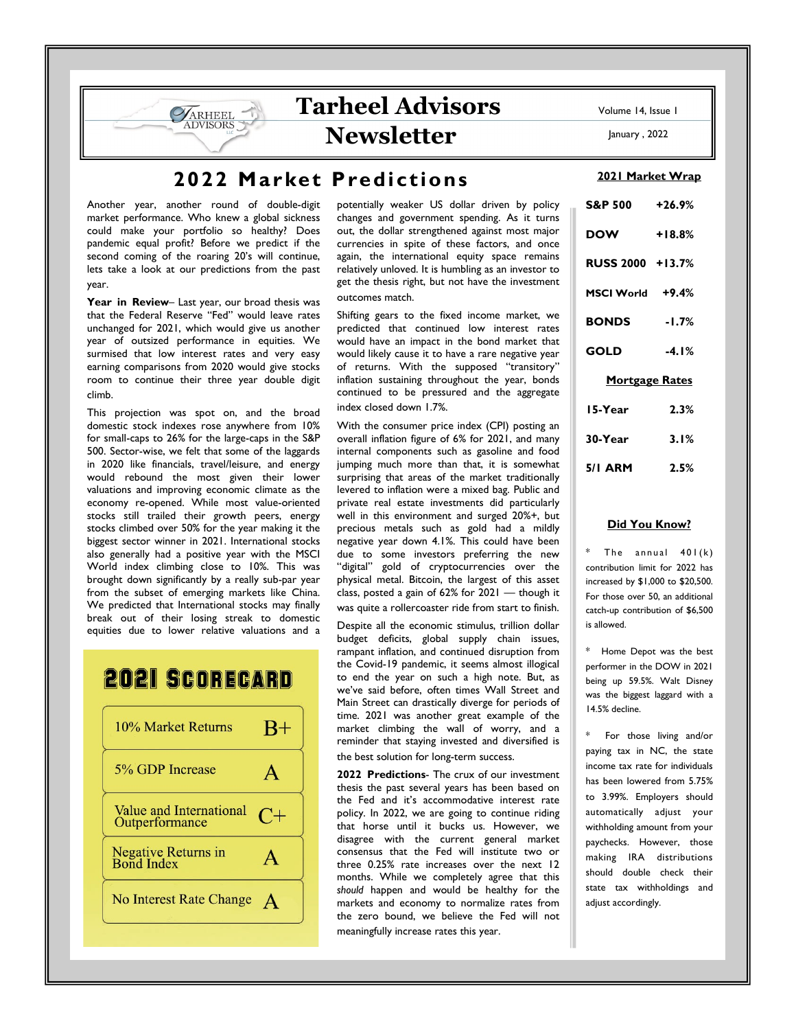# Tarheel Advisors Newsletter

Volume 14, Issue 1

January , 2022

## 2022 Market Predictions

Another year, another round of double-digit market performance. Who knew a global sickness could make your portfolio so healthy? Does pandemic equal profit? Before we predict if the second coming of the roaring 20's will continue, lets take a look at our predictions from the past year.

**Year in Review**– Last year, our broad thesis was that the Federal Reserve "Fed" would leave rates unchanged for 2021, which would give us another year of outsized performance in equities. We surmised that low interest rates and very easy earning comparisons from 2020 would give stocks room to continue their three year double digit climb.

This projection was spot on, and the broad domestic stock indexes rose anywhere from 10% for small-caps to 26% for the large-caps in the S&P 500. Sector-wise, we felt that some of the laggards in 2020 like financials, travel/leisure, and energy would rebound the most given their lower valuations and improving economic climate as the economy re-opened. While most value-oriented stocks still trailed their growth peers, energy stocks climbed over 50% for the year making it the biggest sector winner in 2021. International stocks also generally had a positive year with the MSCI World index climbing close to 10%. This was brought down significantly by a really sub-par year from the subset of emerging markets like China. We predicted that International stocks may finally break out of their losing streak to domestic equities due to lower relative valuations and a potentially weaker US dollar driven by policy changes and government spending. As it turns out, the dollar strengthened against most major currencies in spite of these factors, and once again, the international equity space remains relatively unloved. It is humbling as an investor to get the thesis right, but not have the investment outcomes match.

Shifting gears to the fixed income market, we predicted that continued low interest rates would have an impact in the bond market that would likely cause it to have a rare negative year of returns. With the supposed "transitory" inflation sustaining throughout the year, bonds continued to be pressured and the aggregate index closed down 1.7%.

With the consumer price index (CPI) posting an overall inflation figure of 6% for 2021, and many internal components such as gasoline and food jumping much more than that, it is somewhat surprising that areas of the market traditionally levered to inflation were a mixed bag. Public and private real estate investments did particularly well in this environment and surged 20%+, but precious metals such as gold had a mildly negative year down 4.1%. This could have been due to some investors preferring the new "digital" gold of cryptocurrencies over the physical metal. Bitcoin, the largest of this asset class, posted a gain of 62% for 2021 — though it was quite a rollercoaster ride from start to finish.

Despite all the economic stimulus, trillion dollar budget deficits, global supply chain issues, rampant inflation, and continued disruption from the Covid-19 pandemic, it seems almost illogical to end the year on such a high note. But, as we've said before, often times Wall Street and Main Street can drastically diverge for periods of time. 2021 was another great example of the market climbing the wall of worry, and a reminder that staying invested and diversified is the best solution for long-term success.

**2022 Predictions**- The crux of our investment thesis the past several years has been based on the Fed and it's accommodative interest rate policy. In 2022, we are going to continue riding that horse until it bucks us. However, we disagree with the current general market consensus that the Fed will institute two or three 0.25% rate increases over the next 12 months. While we completely agree that this *should* happen and would be healthy for the markets and economy to normalize rates from the zero bound, we believe the Fed will not meaningfully increase rates this year.

### 2021 Scorecard

| Prediction | Grade |
|---|---|
| 10% Market Returns | B+ |
| 5% GDP Increase | A |
| Value and International Outperformance | C+ |
| Negative Returns in Bond Index | A |
| No Interest Rate Change | A |

### 2021 Market Wrap

| Index | Return |
|---|---|
| S&P 500 | +26.9% |
| DOW | +18.8% |
| RUSS 2000 | +13.7% |
| MSCI World | +9.4% |
| BONDS | -1.7% |
| GOLD | -4.1% |

### Mortgage Rates

| Term | Rate |
|---|---|
| 15-Year | 2.3% |
| 30-Year | 3.1% |
| 5/1 ARM | 2.5% |

### Did You Know?

* The annual 401(k) contribution limit for 2022 has increased by $1,000 to $20,500. For those over 50, an additional catch-up contribution of $6,500 is allowed.

* Home Depot was the best performer in the DOW in 2021 being up 59.5%. Walt Disney was the biggest laggard with a 14.5% decline.

* For those living and/or paying tax in NC, the state income tax rate for individuals has been lowered from 5.75% to 3.99%. Employers should automatically adjust your withholding amount from your paychecks. However, those making IRA distributions should double check their state tax withholdings and adjust accordingly.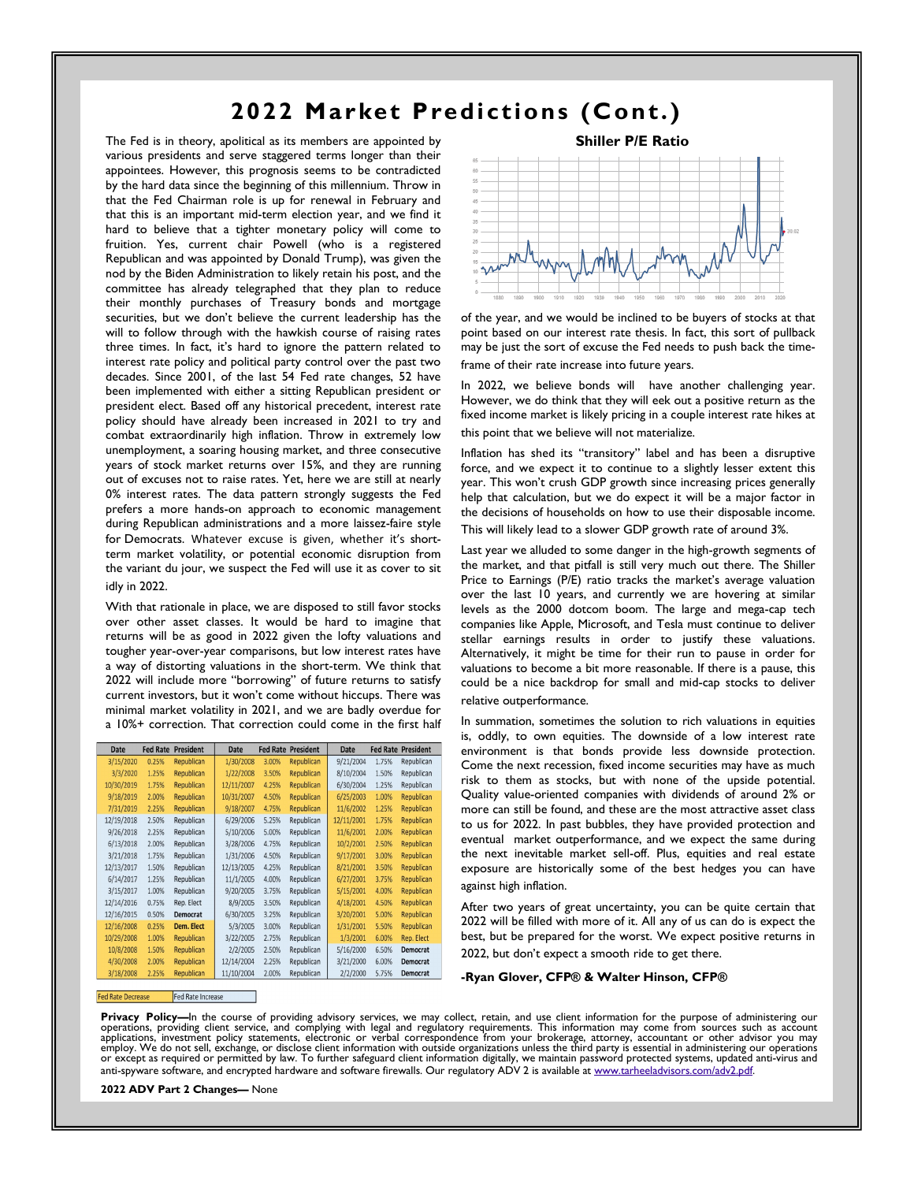# 2022 Market Predictions (Cont.)

The Fed is in theory, apolitical as its members are appointed by various presidents and serve staggered terms longer than their appointees. However, this prognosis seems to be contradicted by the hard data since the beginning of this millennium. Throw in that the Fed Chairman role is up for renewal in February and that this is an important mid-term election year, and we find it hard to believe that a tighter monetary policy will come to fruition. Yes, current chair Powell (who is a registered Republican and was appointed by Donald Trump), was given the nod by the Biden Administration to likely retain his post, and the committee has already telegraphed that they plan to reduce their monthly purchases of Treasury bonds and mortgage securities, but we don't believe the current leadership has the will to follow through with the hawkish course of raising rates three times. In fact, it's hard to ignore the pattern related to interest rate policy and political party control over the past two decades. Since 2001, of the last 54 Fed rate changes, 52 have been implemented with either a sitting Republican president or president elect. Based off any historical precedent, interest rate policy should have already been increased in 2021 to try and combat extraordinarily high inflation. Throw in extremely low unemployment, a soaring housing market, and three consecutive years of stock market returns over 15%, and they are running out of excuses not to raise rates. Yet, here we are still at nearly 0% interest rates. The data pattern strongly suggests the Fed prefers a more hands-on approach to economic management during Republican administrations and a more laissez-faire style for Democrats. Whatever excuse is given, whether it's short-term market volatility, or potential economic disruption from the variant du jour, we suspect the Fed will use it as cover to sit idly in 2022.

With that rationale in place, we are disposed to still favor stocks over other asset classes. It would be hard to imagine that returns will be as good in 2022 given the lofty valuations and tougher year-over-year comparisons, but low interest rates have a way of distorting valuations in the short-term. We think that 2022 will include more "borrowing" of future returns to satisfy current investors, but it won't come without hiccups. There was minimal market volatility in 2021, and we are badly overdue for a 10%+ correction. That correction could come in the first half of the year, and we would be inclined to be buyers of stocks at that point based on our interest rate thesis. In fact, this sort of pullback may be just the sort of excuse the Fed needs to push back the time-frame of their rate increase into future years.

| Date | Fed Rate | President | Date | Fed Rate | President | Date | Fed Rate | President |
|---|---|---|---|---|---|---|---|---|
| 3/15/2020 | 0.25% | Republican | 1/30/2008 | 3.00% | Republican | 9/21/2004 | 1.75% | Republican |
| 3/3/2020 | 1.25% | Republican | 1/22/2008 | 3.50% | Republican | 8/10/2004 | 1.50% | Republican |
| 10/30/2019 | 1.75% | Republican | 12/11/2007 | 4.25% | Republican | 6/30/2004 | 1.25% | Republican |
| 9/18/2019 | 2.00% | Republican | 10/31/2007 | 4.50% | Republican | 6/25/2003 | 1.00% | Republican |
| 7/31/2019 | 2.25% | Republican | 9/18/2007 | 4.75% | Republican | 11/6/2002 | 1.25% | Republican |
| 12/19/2018 | 2.50% | Republican | 6/29/2006 | 5.25% | Republican | 12/11/2001 | 1.75% | Republican |
| 9/26/2018 | 2.25% | Republican | 5/10/2006 | 5.00% | Republican | 11/6/2001 | 2.00% | Republican |
| 6/13/2018 | 2.00% | Republican | 3/28/2006 | 4.75% | Republican | 10/2/2001 | 2.50% | Republican |
| 3/21/2018 | 1.75% | Republican | 1/31/2006 | 4.50% | Republican | 9/17/2001 | 3.00% | Republican |
| 12/13/2017 | 1.50% | Republican | 12/13/2005 | 4.25% | Republican | 8/21/2001 | 3.50% | Republican |
| 6/14/2017 | 1.25% | Republican | 11/1/2005 | 4.00% | Republican | 6/27/2001 | 3.75% | Republican |
| 3/15/2017 | 1.00% | Republican | 9/20/2005 | 3.75% | Republican | 5/15/2001 | 4.00% | Republican |
| 12/14/2016 | 0.75% | Rep. Elect | 8/9/2005 | 3.50% | Republican | 4/18/2001 | 4.50% | Republican |
| 12/16/2015 | 0.50% | **Democrat** | 6/30/2005 | 3.25% | Republican | 3/20/2001 | 5.00% | Republican |
| 12/16/2008 | 0.25% | **Dem. Elect** | 5/3/2005 | 3.00% | Republican | 1/31/2001 | 5.50% | Republican |
| 10/29/2008 | 1.00% | Republican | 3/22/2005 | 2.75% | Republican | 1/3/2001 | 6.00% | Rep. Elect |
| 10/8/2008 | 1.50% | Republican | 2/2/2005 | 2.50% | Republican | 5/16/2000 | 6.50% | **Democrat** |
| 4/30/2008 | 2.00% | Republican | 12/14/2004 | 2.25% | Republican | 3/21/2000 | 6.00% | **Democrat** |
| 3/18/2008 | 2.25% | Republican | 11/10/2004 | 2.00% | Republican | 2/2/2000 | 5.75% | **Democrat** |

Fed Rate Decrease | Fed Rate Increase

**Shiller P/E Ratio**

65
60
55
50
45
40
35
30
25
20
15
10
5
0
1880 1890 1900 1910 1920 1930 1940 1950 1960 1970 1980 1990 2000 2010 2020
30.02

In 2022, we believe bonds will have another challenging year. However, we do think that they will eek out a positive return as the fixed income market is likely pricing in a couple interest rate hikes at this point that we believe will not materialize.

Inflation has shed its "transitory" label and has been a disruptive force, and we expect it to continue to a slightly lesser extent this year. This won't crush GDP growth since increasing prices generally help that calculation, but we do expect it will be a major factor in the decisions of households on how to use their disposable income. This will likely lead to a slower GDP growth rate of around 3%.

Last year we alluded to some danger in the high-growth segments of the market, and that pitfall is still very much out there. The Shiller Price to Earnings (P/E) ratio tracks the market's average valuation over the last 10 years, and currently we are hovering at similar levels as the 2000 dotcom boom. The large and mega-cap tech companies like Apple, Microsoft, and Tesla must continue to deliver stellar earnings results in order to justify these valuations. Alternatively, it might be time for their run to pause in order for valuations to become a bit more reasonable. If there is a pause, this could be a nice backdrop for small and mid-cap stocks to deliver relative outperformance.

In summation, sometimes the solution to rich valuations in equities is, oddly, to own equities. The downside of a low interest rate environment is that bonds provide less downside protection. Come the next recession, fixed income securities may have as much risk to them as stocks, but with none of the upside potential. Quality value-oriented companies with dividends of around 2% or more can still be found, and these are the most attractive asset class to us for 2022. In past bubbles, they have provided protection and eventual market outperformance, and we expect the same during the next inevitable market sell-off. Plus, equities and real estate exposure are historically some of the best hedges you can have against high inflation.

After two years of great uncertainty, you can be quite certain that 2022 will be filled with more of it. All any of us can do is expect the best, but be prepared for the worst. We expect positive returns in 2022, but don't expect a smooth ride to get there.

**-Ryan Glover, CFP® & Walter Hinson, CFP®**

**Privacy Policy—**In the course of providing advisory services, we may collect, retain, and use client information for the purpose of administering our operations, providing client service, and complying with legal and regulatory requirements. This information may come from sources such as account applications, investment policy statements, electronic or verbal correspondence from your brokerage, attorney, accountant or other advisor you may employ. We do not sell, exchange, or disclose client information with outside organizations unless the third party is essential in administering our operations or except as required or permitted by law. To further safeguard client information digitally, we maintain password protected systems, updated anti-virus and anti-spyware software, and encrypted hardware and software firewalls. Our regulatory ADV 2 is available at www.tarheeladvisors.com/adv2.pdf.

**2022 ADV Part 2 Changes—** None